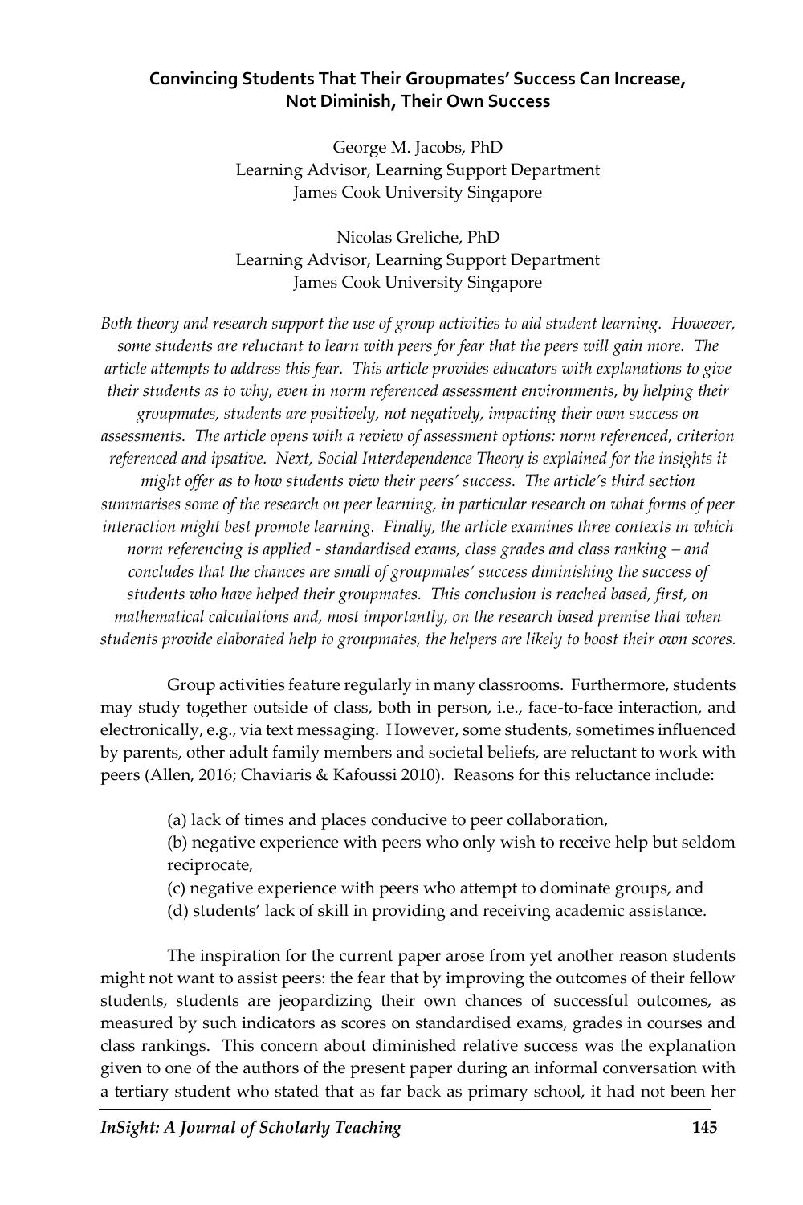## Convincing Students That Their Groupmates' Success Can Increase, Not Diminish, Their Own Success

George M. Jacobs, PhD
Learning Advisor, Learning Support Department
James Cook University Singapore

Nicolas Greliche, PhD
Learning Advisor, Learning Support Department
James Cook University Singapore

*Both theory and research support the use of group activities to aid student learning. However, some students are reluctant to learn with peers for fear that the peers will gain more. The article attempts to address this fear. This article provides educators with explanations to give their students as to why, even in norm referenced assessment environments, by helping their groupmates, students are positively, not negatively, impacting their own success on assessments. The article opens with a review of assessment options: norm referenced, criterion referenced and ipsative. Next, Social Interdependence Theory is explained for the insights it might offer as to how students view their peers' success. The article's third section summarises some of the research on peer learning, in particular research on what forms of peer interaction might best promote learning. Finally, the article examines three contexts in which norm referencing is applied - standardised exams, class grades and class ranking – and concludes that the chances are small of groupmates' success diminishing the success of students who have helped their groupmates. This conclusion is reached based, first, on mathematical calculations and, most importantly, on the research based premise that when students provide elaborated help to groupmates, the helpers are likely to boost their own scores.*

Group activities feature regularly in many classrooms. Furthermore, students may study together outside of class, both in person, i.e., face-to-face interaction, and electronically, e.g., via text messaging. However, some students, sometimes influenced by parents, other adult family members and societal beliefs, are reluctant to work with peers (Allen, 2016; Chaviaris & Kafoussi 2010). Reasons for this reluctance include:

(a) lack of times and places conducive to peer collaboration,
(b) negative experience with peers who only wish to receive help but seldom reciprocate,
(c) negative experience with peers who attempt to dominate groups, and
(d) students' lack of skill in providing and receiving academic assistance.

The inspiration for the current paper arose from yet another reason students might not want to assist peers: the fear that by improving the outcomes of their fellow students, students are jeopardizing their own chances of successful outcomes, as measured by such indicators as scores on standardised exams, grades in courses and class rankings. This concern about diminished relative success was the explanation given to one of the authors of the present paper during an informal conversation with a tertiary student who stated that as far back as primary school, it had not been her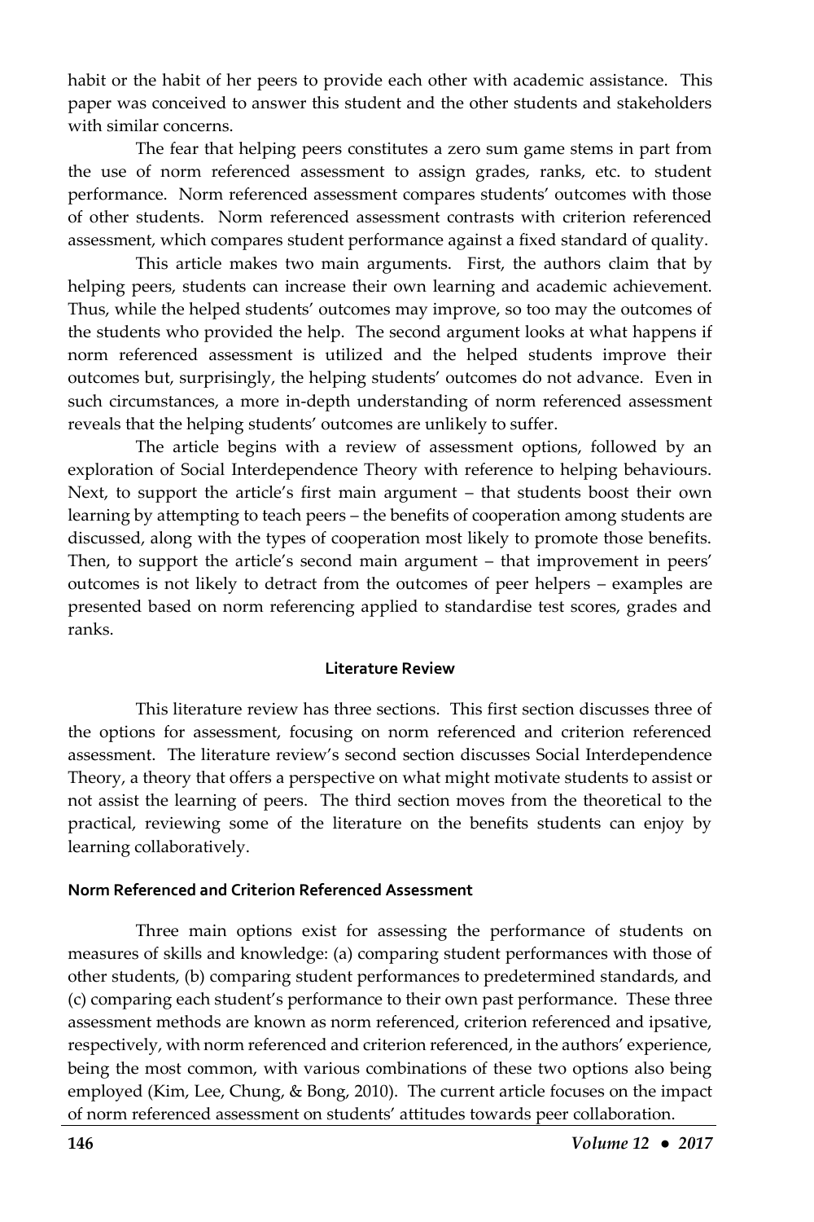habit or the habit of her peers to provide each other with academic assistance. This paper was conceived to answer this student and the other students and stakeholders with similar concerns.

The fear that helping peers constitutes a zero sum game stems in part from the use of norm referenced assessment to assign grades, ranks, etc. to student performance. Norm referenced assessment compares students' outcomes with those of other students. Norm referenced assessment contrasts with criterion referenced assessment, which compares student performance against a fixed standard of quality.

This article makes two main arguments. First, the authors claim that by helping peers, students can increase their own learning and academic achievement. Thus, while the helped students' outcomes may improve, so too may the outcomes of the students who provided the help. The second argument looks at what happens if norm referenced assessment is utilized and the helped students improve their outcomes but, surprisingly, the helping students' outcomes do not advance. Even in such circumstances, a more in-depth understanding of norm referenced assessment reveals that the helping students' outcomes are unlikely to suffer.

The article begins with a review of assessment options, followed by an exploration of Social Interdependence Theory with reference to helping behaviours. Next, to support the article's first main argument – that students boost their own learning by attempting to teach peers – the benefits of cooperation among students are discussed, along with the types of cooperation most likely to promote those benefits. Then, to support the article's second main argument – that improvement in peers' outcomes is not likely to detract from the outcomes of peer helpers – examples are presented based on norm referencing applied to standardise test scores, grades and ranks.

## Literature Review

This literature review has three sections. This first section discusses three of the options for assessment, focusing on norm referenced and criterion referenced assessment. The literature review's second section discusses Social Interdependence Theory, a theory that offers a perspective on what might motivate students to assist or not assist the learning of peers. The third section moves from the theoretical to the practical, reviewing some of the literature on the benefits students can enjoy by learning collaboratively.

### Norm Referenced and Criterion Referenced Assessment

Three main options exist for assessing the performance of students on measures of skills and knowledge: (a) comparing student performances with those of other students, (b) comparing student performances to predetermined standards, and (c) comparing each student's performance to their own past performance. These three assessment methods are known as norm referenced, criterion referenced and ipsative, respectively, with norm referenced and criterion referenced, in the authors' experience, being the most common, with various combinations of these two options also being employed (Kim, Lee, Chung, & Bong, 2010). The current article focuses on the impact of norm referenced assessment on students' attitudes towards peer collaboration.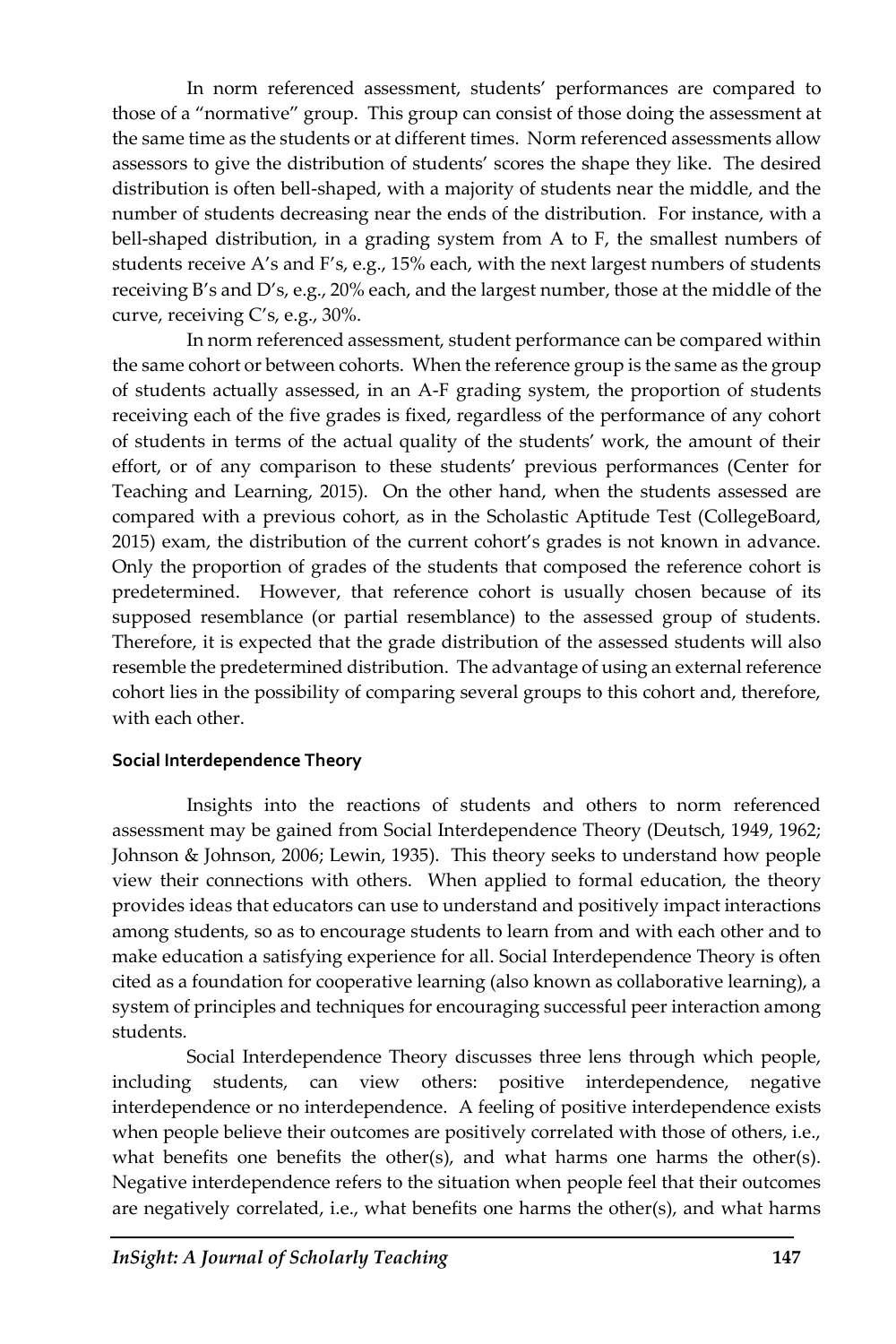In norm referenced assessment, students' performances are compared to those of a "normative" group. This group can consist of those doing the assessment at the same time as the students or at different times. Norm referenced assessments allow assessors to give the distribution of students' scores the shape they like. The desired distribution is often bell-shaped, with a majority of students near the middle, and the number of students decreasing near the ends of the distribution. For instance, with a bell-shaped distribution, in a grading system from A to F, the smallest numbers of students receive A's and F's, e.g., 15% each, with the next largest numbers of students receiving B's and D's, e.g., 20% each, and the largest number, those at the middle of the curve, receiving C's, e.g., 30%.

In norm referenced assessment, student performance can be compared within the same cohort or between cohorts. When the reference group is the same as the group of students actually assessed, in an A-F grading system, the proportion of students receiving each of the five grades is fixed, regardless of the performance of any cohort of students in terms of the actual quality of the students' work, the amount of their effort, or of any comparison to these students' previous performances (Center for Teaching and Learning, 2015). On the other hand, when the students assessed are compared with a previous cohort, as in the Scholastic Aptitude Test (CollegeBoard, 2015) exam, the distribution of the current cohort's grades is not known in advance. Only the proportion of grades of the students that composed the reference cohort is predetermined. However, that reference cohort is usually chosen because of its supposed resemblance (or partial resemblance) to the assessed group of students. Therefore, it is expected that the grade distribution of the assessed students will also resemble the predetermined distribution. The advantage of using an external reference cohort lies in the possibility of comparing several groups to this cohort and, therefore, with each other.

**Social Interdependence Theory**

Insights into the reactions of students and others to norm referenced assessment may be gained from Social Interdependence Theory (Deutsch, 1949, 1962; Johnson & Johnson, 2006; Lewin, 1935). This theory seeks to understand how people view their connections with others. When applied to formal education, the theory provides ideas that educators can use to understand and positively impact interactions among students, so as to encourage students to learn from and with each other and to make education a satisfying experience for all. Social Interdependence Theory is often cited as a foundation for cooperative learning (also known as collaborative learning), a system of principles and techniques for encouraging successful peer interaction among students.

Social Interdependence Theory discusses three lens through which people, including students, can view others: positive interdependence, negative interdependence or no interdependence. A feeling of positive interdependence exists when people believe their outcomes are positively correlated with those of others, i.e., what benefits one benefits the other(s), and what harms one harms the other(s). Negative interdependence refers to the situation when people feel that their outcomes are negatively correlated, i.e., what benefits one harms the other(s), and what harms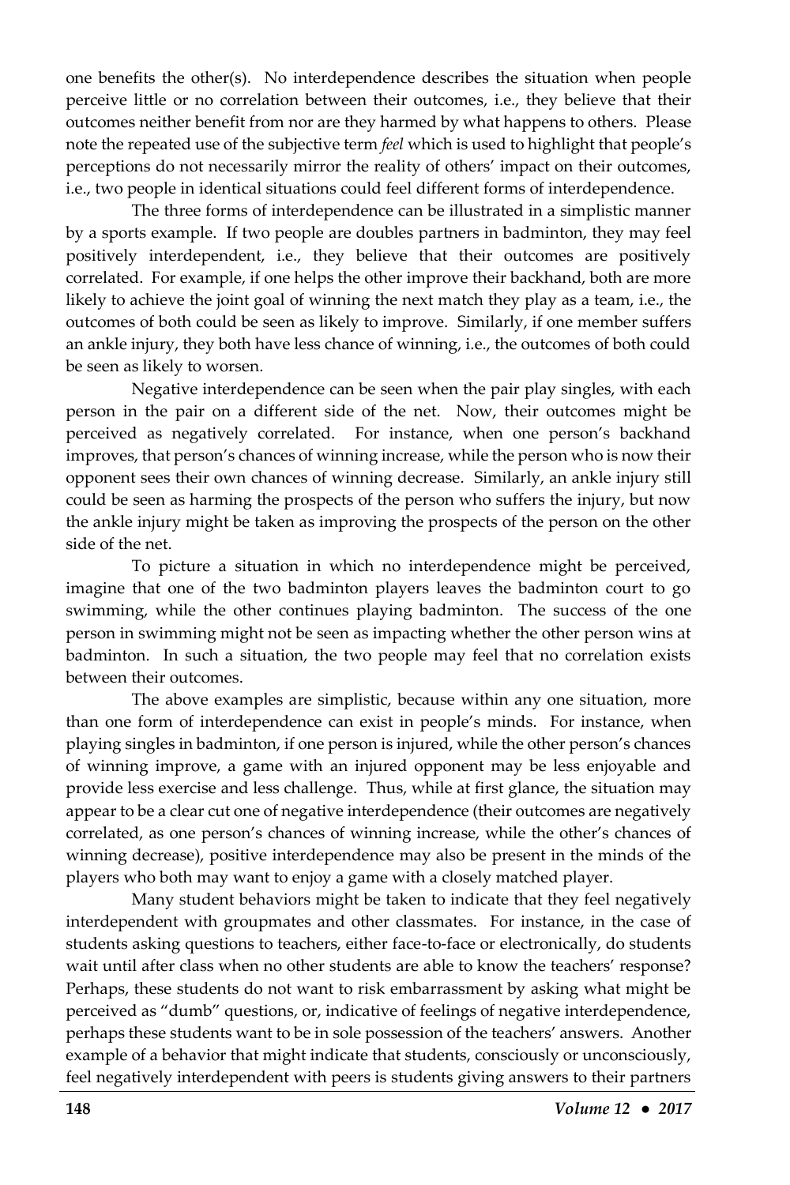one benefits the other(s). No interdependence describes the situation when people perceive little or no correlation between their outcomes, i.e., they believe that their outcomes neither benefit from nor are they harmed by what happens to others. Please note the repeated use of the subjective term *feel* which is used to highlight that people's perceptions do not necessarily mirror the reality of others' impact on their outcomes, i.e., two people in identical situations could feel different forms of interdependence.

The three forms of interdependence can be illustrated in a simplistic manner by a sports example. If two people are doubles partners in badminton, they may feel positively interdependent, i.e., they believe that their outcomes are positively correlated. For example, if one helps the other improve their backhand, both are more likely to achieve the joint goal of winning the next match they play as a team, i.e., the outcomes of both could be seen as likely to improve. Similarly, if one member suffers an ankle injury, they both have less chance of winning, i.e., the outcomes of both could be seen as likely to worsen.

Negative interdependence can be seen when the pair play singles, with each person in the pair on a different side of the net. Now, their outcomes might be perceived as negatively correlated. For instance, when one person's backhand improves, that person's chances of winning increase, while the person who is now their opponent sees their own chances of winning decrease. Similarly, an ankle injury still could be seen as harming the prospects of the person who suffers the injury, but now the ankle injury might be taken as improving the prospects of the person on the other side of the net.

To picture a situation in which no interdependence might be perceived, imagine that one of the two badminton players leaves the badminton court to go swimming, while the other continues playing badminton. The success of the one person in swimming might not be seen as impacting whether the other person wins at badminton. In such a situation, the two people may feel that no correlation exists between their outcomes.

The above examples are simplistic, because within any one situation, more than one form of interdependence can exist in people's minds. For instance, when playing singles in badminton, if one person is injured, while the other person's chances of winning improve, a game with an injured opponent may be less enjoyable and provide less exercise and less challenge. Thus, while at first glance, the situation may appear to be a clear cut one of negative interdependence (their outcomes are negatively correlated, as one person's chances of winning increase, while the other's chances of winning decrease), positive interdependence may also be present in the minds of the players who both may want to enjoy a game with a closely matched player.

Many student behaviors might be taken to indicate that they feel negatively interdependent with groupmates and other classmates. For instance, in the case of students asking questions to teachers, either face-to-face or electronically, do students wait until after class when no other students are able to know the teachers' response? Perhaps, these students do not want to risk embarrassment by asking what might be perceived as "dumb" questions, or, indicative of feelings of negative interdependence, perhaps these students want to be in sole possession of the teachers' answers. Another example of a behavior that might indicate that students, consciously or unconsciously, feel negatively interdependent with peers is students giving answers to their partners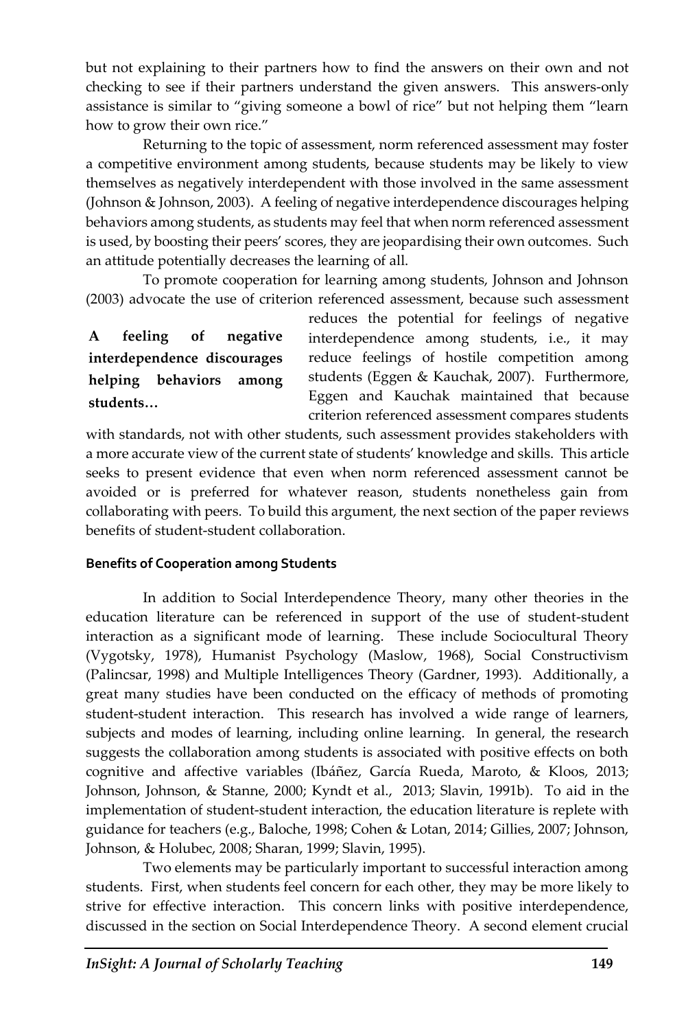but not explaining to their partners how to find the answers on their own and not checking to see if their partners understand the given answers. This answers-only assistance is similar to "giving someone a bowl of rice" but not helping them "learn how to grow their own rice."

Returning to the topic of assessment, norm referenced assessment may foster a competitive environment among students, because students may be likely to view themselves as negatively interdependent with those involved in the same assessment (Johnson & Johnson, 2003). A feeling of negative interdependence discourages helping behaviors among students, as students may feel that when norm referenced assessment is used, by boosting their peers' scores, they are jeopardising their own outcomes. Such an attitude potentially decreases the learning of all.

To promote cooperation for learning among students, Johnson and Johnson (2003) advocate the use of criterion referenced assessment, because such assessment reduces the potential for feelings of negative interdependence among students, i.e., it may reduce feelings of hostile competition among students (Eggen & Kauchak, 2007). Furthermore, Eggen and Kauchak maintained that because criterion referenced assessment compares students with standards, not with other students, such assessment provides stakeholders with a more accurate view of the current state of students' knowledge and skills. This article seeks to present evidence that even when norm referenced assessment cannot be avoided or is preferred for whatever reason, students nonetheless gain from collaborating with peers. To build this argument, the next section of the paper reviews benefits of student-student collaboration.

**A feeling of negative interdependence discourages helping behaviors among students…**

#### Benefits of Cooperation among Students

In addition to Social Interdependence Theory, many other theories in the education literature can be referenced in support of the use of student-student interaction as a significant mode of learning. These include Sociocultural Theory (Vygotsky, 1978), Humanist Psychology (Maslow, 1968), Social Constructivism (Palincsar, 1998) and Multiple Intelligences Theory (Gardner, 1993). Additionally, a great many studies have been conducted on the efficacy of methods of promoting student-student interaction. This research has involved a wide range of learners, subjects and modes of learning, including online learning. In general, the research suggests the collaboration among students is associated with positive effects on both cognitive and affective variables (Ibáñez, García Rueda, Maroto, & Kloos, 2013; Johnson, Johnson, & Stanne, 2000; Kyndt et al., 2013; Slavin, 1991b). To aid in the implementation of student-student interaction, the education literature is replete with guidance for teachers (e.g., Baloche, 1998; Cohen & Lotan, 2014; Gillies, 2007; Johnson, Johnson, & Holubec, 2008; Sharan, 1999; Slavin, 1995).

Two elements may be particularly important to successful interaction among students. First, when students feel concern for each other, they may be more likely to strive for effective interaction. This concern links with positive interdependence, discussed in the section on Social Interdependence Theory. A second element crucial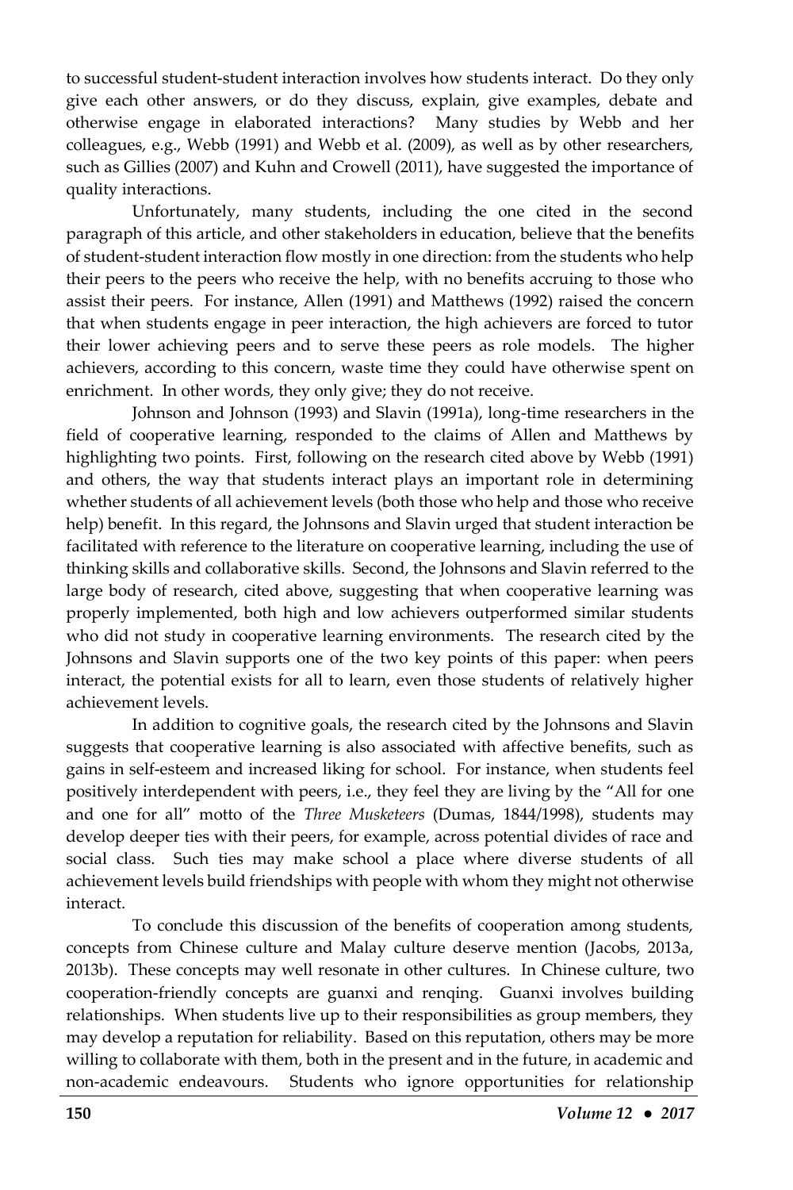to successful student-student interaction involves how students interact. Do they only give each other answers, or do they discuss, explain, give examples, debate and otherwise engage in elaborated interactions? Many studies by Webb and her colleagues, e.g., Webb (1991) and Webb et al. (2009), as well as by other researchers, such as Gillies (2007) and Kuhn and Crowell (2011), have suggested the importance of quality interactions.

Unfortunately, many students, including the one cited in the second paragraph of this article, and other stakeholders in education, believe that the benefits of student-student interaction flow mostly in one direction: from the students who help their peers to the peers who receive the help, with no benefits accruing to those who assist their peers. For instance, Allen (1991) and Matthews (1992) raised the concern that when students engage in peer interaction, the high achievers are forced to tutor their lower achieving peers and to serve these peers as role models. The higher achievers, according to this concern, waste time they could have otherwise spent on enrichment. In other words, they only give; they do not receive.

Johnson and Johnson (1993) and Slavin (1991a), long-time researchers in the field of cooperative learning, responded to the claims of Allen and Matthews by highlighting two points. First, following on the research cited above by Webb (1991) and others, the way that students interact plays an important role in determining whether students of all achievement levels (both those who help and those who receive help) benefit. In this regard, the Johnsons and Slavin urged that student interaction be facilitated with reference to the literature on cooperative learning, including the use of thinking skills and collaborative skills. Second, the Johnsons and Slavin referred to the large body of research, cited above, suggesting that when cooperative learning was properly implemented, both high and low achievers outperformed similar students who did not study in cooperative learning environments. The research cited by the Johnsons and Slavin supports one of the two key points of this paper: when peers interact, the potential exists for all to learn, even those students of relatively higher achievement levels.

In addition to cognitive goals, the research cited by the Johnsons and Slavin suggests that cooperative learning is also associated with affective benefits, such as gains in self-esteem and increased liking for school. For instance, when students feel positively interdependent with peers, i.e., they feel they are living by the "All for one and one for all" motto of the *Three Musketeers* (Dumas, 1844/1998), students may develop deeper ties with their peers, for example, across potential divides of race and social class. Such ties may make school a place where diverse students of all achievement levels build friendships with people with whom they might not otherwise interact.

To conclude this discussion of the benefits of cooperation among students, concepts from Chinese culture and Malay culture deserve mention (Jacobs, 2013a, 2013b). These concepts may well resonate in other cultures. In Chinese culture, two cooperation-friendly concepts are guanxi and renqing. Guanxi involves building relationships. When students live up to their responsibilities as group members, they may develop a reputation for reliability. Based on this reputation, others may be more willing to collaborate with them, both in the present and in the future, in academic and non-academic endeavours. Students who ignore opportunities for relationship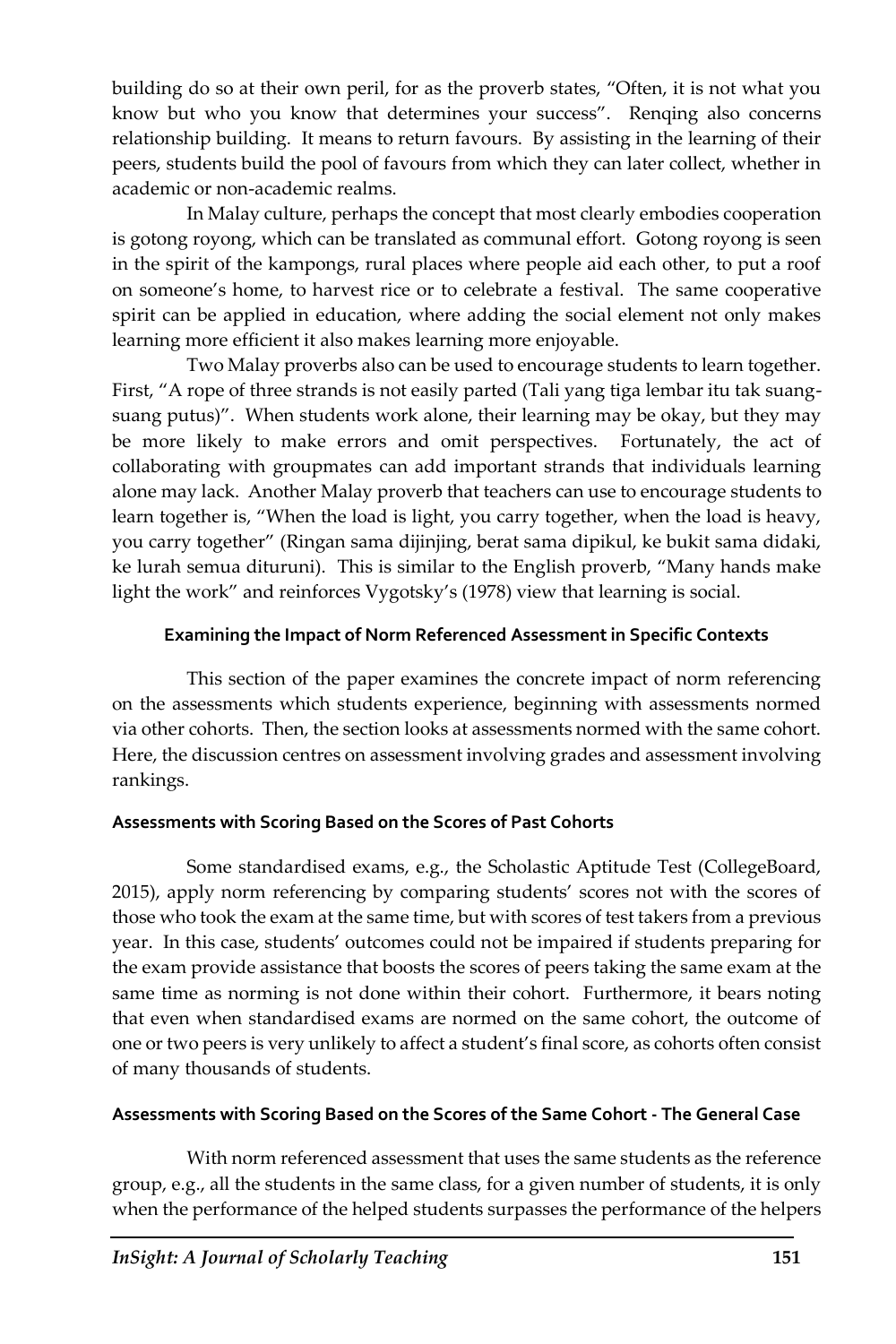building do so at their own peril, for as the proverb states, "Often, it is not what you know but who you know that determines your success". Renqing also concerns relationship building. It means to return favours. By assisting in the learning of their peers, students build the pool of favours from which they can later collect, whether in academic or non-academic realms.

In Malay culture, perhaps the concept that most clearly embodies cooperation is gotong royong, which can be translated as communal effort. Gotong royong is seen in the spirit of the kampongs, rural places where people aid each other, to put a roof on someone's home, to harvest rice or to celebrate a festival. The same cooperative spirit can be applied in education, where adding the social element not only makes learning more efficient it also makes learning more enjoyable.

Two Malay proverbs also can be used to encourage students to learn together. First, "A rope of three strands is not easily parted (Tali yang tiga lembar itu tak suang-suang putus)". When students work alone, their learning may be okay, but they may be more likely to make errors and omit perspectives. Fortunately, the act of collaborating with groupmates can add important strands that individuals learning alone may lack. Another Malay proverb that teachers can use to encourage students to learn together is, "When the load is light, you carry together, when the load is heavy, you carry together" (Ringan sama dijinjing, berat sama dipikul, ke bukit sama didaki, ke lurah semua dituruni). This is similar to the English proverb, "Many hands make light the work" and reinforces Vygotsky's (1978) view that learning is social.

## Examining the Impact of Norm Referenced Assessment in Specific Contexts

This section of the paper examines the concrete impact of norm referencing on the assessments which students experience, beginning with assessments normed via other cohorts. Then, the section looks at assessments normed with the same cohort. Here, the discussion centres on assessment involving grades and assessment involving rankings.

### Assessments with Scoring Based on the Scores of Past Cohorts

Some standardised exams, e.g., the Scholastic Aptitude Test (CollegeBoard, 2015), apply norm referencing by comparing students' scores not with the scores of those who took the exam at the same time, but with scores of test takers from a previous year. In this case, students' outcomes could not be impaired if students preparing for the exam provide assistance that boosts the scores of peers taking the same exam at the same time as norming is not done within their cohort. Furthermore, it bears noting that even when standardised exams are normed on the same cohort, the outcome of one or two peers is very unlikely to affect a student's final score, as cohorts often consist of many thousands of students.

### Assessments with Scoring Based on the Scores of the Same Cohort - The General Case

With norm referenced assessment that uses the same students as the reference group, e.g., all the students in the same class, for a given number of students, it is only when the performance of the helped students surpasses the performance of the helpers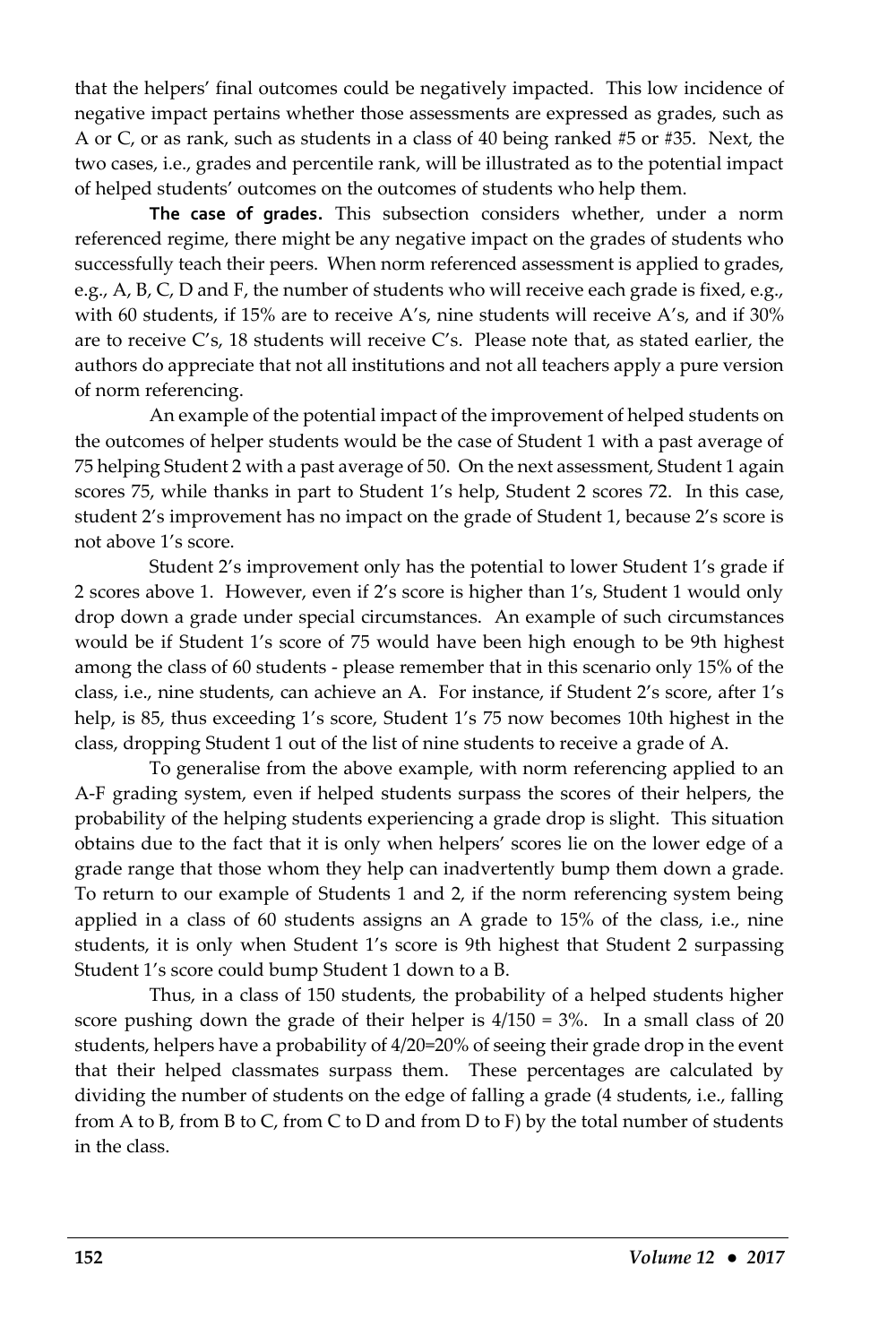that the helpers' final outcomes could be negatively impacted. This low incidence of negative impact pertains whether those assessments are expressed as grades, such as A or C, or as rank, such as students in a class of 40 being ranked #5 or #35. Next, the two cases, i.e., grades and percentile rank, will be illustrated as to the potential impact of helped students' outcomes on the outcomes of students who help them.

**The case of grades.** This subsection considers whether, under a norm referenced regime, there might be any negative impact on the grades of students who successfully teach their peers. When norm referenced assessment is applied to grades, e.g., A, B, C, D and F, the number of students who will receive each grade is fixed, e.g., with 60 students, if 15% are to receive A's, nine students will receive A's, and if 30% are to receive C's, 18 students will receive C's. Please note that, as stated earlier, the authors do appreciate that not all institutions and not all teachers apply a pure version of norm referencing.

An example of the potential impact of the improvement of helped students on the outcomes of helper students would be the case of Student 1 with a past average of 75 helping Student 2 with a past average of 50. On the next assessment, Student 1 again scores 75, while thanks in part to Student 1's help, Student 2 scores 72. In this case, student 2's improvement has no impact on the grade of Student 1, because 2's score is not above 1's score.

Student 2's improvement only has the potential to lower Student 1's grade if 2 scores above 1. However, even if 2's score is higher than 1's, Student 1 would only drop down a grade under special circumstances. An example of such circumstances would be if Student 1's score of 75 would have been high enough to be 9th highest among the class of 60 students - please remember that in this scenario only 15% of the class, i.e., nine students, can achieve an A. For instance, if Student 2's score, after 1's help, is 85, thus exceeding 1's score, Student 1's 75 now becomes 10th highest in the class, dropping Student 1 out of the list of nine students to receive a grade of A.

To generalise from the above example, with norm referencing applied to an A-F grading system, even if helped students surpass the scores of their helpers, the probability of the helping students experiencing a grade drop is slight. This situation obtains due to the fact that it is only when helpers' scores lie on the lower edge of a grade range that those whom they help can inadvertently bump them down a grade. To return to our example of Students 1 and 2, if the norm referencing system being applied in a class of 60 students assigns an A grade to 15% of the class, i.e., nine students, it is only when Student 1's score is 9th highest that Student 2 surpassing Student 1's score could bump Student 1 down to a B.

Thus, in a class of 150 students, the probability of a helped students higher score pushing down the grade of their helper is 4/150 = 3%. In a small class of 20 students, helpers have a probability of 4/20=20% of seeing their grade drop in the event that their helped classmates surpass them. These percentages are calculated by dividing the number of students on the edge of falling a grade (4 students, i.e., falling from A to B, from B to C, from C to D and from D to F) by the total number of students in the class.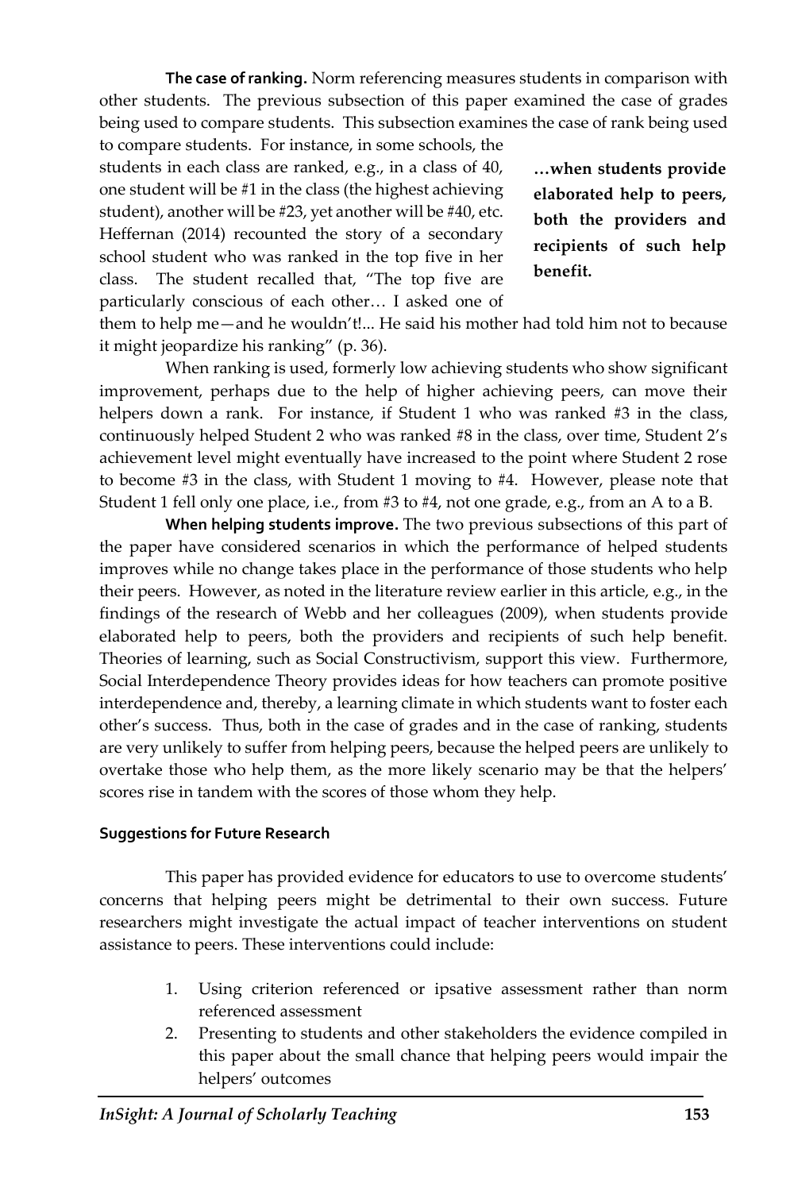**The case of ranking.** Norm referencing measures students in comparison with other students. The previous subsection of this paper examined the case of grades being used to compare students. This subsection examines the case of rank being used to compare students. For instance, in some schools, the students in each class are ranked, e.g., in a class of 40, one student will be #1 in the class (the highest achieving student), another will be #23, yet another will be #40, etc. Heffernan (2014) recounted the story of a secondary school student who was ranked in the top five in her class. The student recalled that, "The top five are particularly conscious of each other… I asked one of them to help me—and he wouldn't!... He said his mother had told him not to because it might jeopardize his ranking" (p. 36).

**…when students provide elaborated help to peers, both the providers and recipients of such help benefit.**

When ranking is used, formerly low achieving students who show significant improvement, perhaps due to the help of higher achieving peers, can move their helpers down a rank. For instance, if Student 1 who was ranked #3 in the class, continuously helped Student 2 who was ranked #8 in the class, over time, Student 2's achievement level might eventually have increased to the point where Student 2 rose to become #3 in the class, with Student 1 moving to #4. However, please note that Student 1 fell only one place, i.e., from #3 to #4, not one grade, e.g., from an A to a B.

**When helping students improve.** The two previous subsections of this part of the paper have considered scenarios in which the performance of helped students improves while no change takes place in the performance of those students who help their peers. However, as noted in the literature review earlier in this article, e.g., in the findings of the research of Webb and her colleagues (2009), when students provide elaborated help to peers, both the providers and recipients of such help benefit. Theories of learning, such as Social Constructivism, support this view. Furthermore, Social Interdependence Theory provides ideas for how teachers can promote positive interdependence and, thereby, a learning climate in which students want to foster each other's success. Thus, both in the case of grades and in the case of ranking, students are very unlikely to suffer from helping peers, because the helped peers are unlikely to overtake those who help them, as the more likely scenario may be that the helpers' scores rise in tandem with the scores of those whom they help.

### Suggestions for Future Research

This paper has provided evidence for educators to use to overcome students' concerns that helping peers might be detrimental to their own success. Future researchers might investigate the actual impact of teacher interventions on student assistance to peers. These interventions could include:

1. Using criterion referenced or ipsative assessment rather than norm referenced assessment
2. Presenting to students and other stakeholders the evidence compiled in this paper about the small chance that helping peers would impair the helpers' outcomes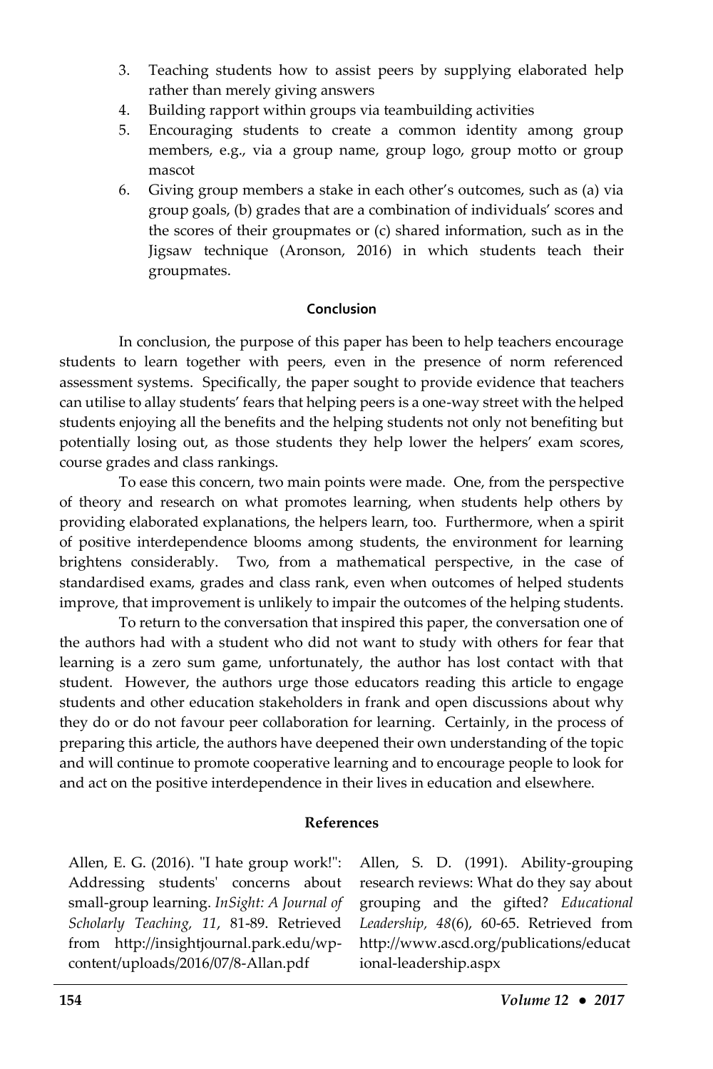3. Teaching students how to assist peers by supplying elaborated help rather than merely giving answers
4. Building rapport within groups via teambuilding activities
5. Encouraging students to create a common identity among group members, e.g., via a group name, group logo, group motto or group mascot
6. Giving group members a stake in each other's outcomes, such as (a) via group goals, (b) grades that are a combination of individuals' scores and the scores of their groupmates or (c) shared information, such as in the Jigsaw technique (Aronson, 2016) in which students teach their groupmates.

## Conclusion

In conclusion, the purpose of this paper has been to help teachers encourage students to learn together with peers, even in the presence of norm referenced assessment systems. Specifically, the paper sought to provide evidence that teachers can utilise to allay students' fears that helping peers is a one-way street with the helped students enjoying all the benefits and the helping students not only not benefiting but potentially losing out, as those students they help lower the helpers' exam scores, course grades and class rankings.

To ease this concern, two main points were made. One, from the perspective of theory and research on what promotes learning, when students help others by providing elaborated explanations, the helpers learn, too. Furthermore, when a spirit of positive interdependence blooms among students, the environment for learning brightens considerably. Two, from a mathematical perspective, in the case of standardised exams, grades and class rank, even when outcomes of helped students improve, that improvement is unlikely to impair the outcomes of the helping students.

To return to the conversation that inspired this paper, the conversation one of the authors had with a student who did not want to study with others for fear that learning is a zero sum game, unfortunately, the author has lost contact with that student. However, the authors urge those educators reading this article to engage students and other education stakeholders in frank and open discussions about why they do or do not favour peer collaboration for learning. Certainly, in the process of preparing this article, the authors have deepened their own understanding of the topic and will continue to promote cooperative learning and to encourage people to look for and act on the positive interdependence in their lives in education and elsewhere.

## References

Allen, E. G. (2016). "I hate group work!": Addressing students' concerns about small-group learning. *InSight: A Journal of Scholarly Teaching, 11*, 81-89. Retrieved from http://insightjournal.park.edu/wp-content/uploads/2016/07/8-Allan.pdf

Allen, S. D. (1991). Ability-grouping research reviews: What do they say about grouping and the gifted? *Educational Leadership, 48*(6), 60-65. Retrieved from http://www.ascd.org/publications/educational-leadership.aspx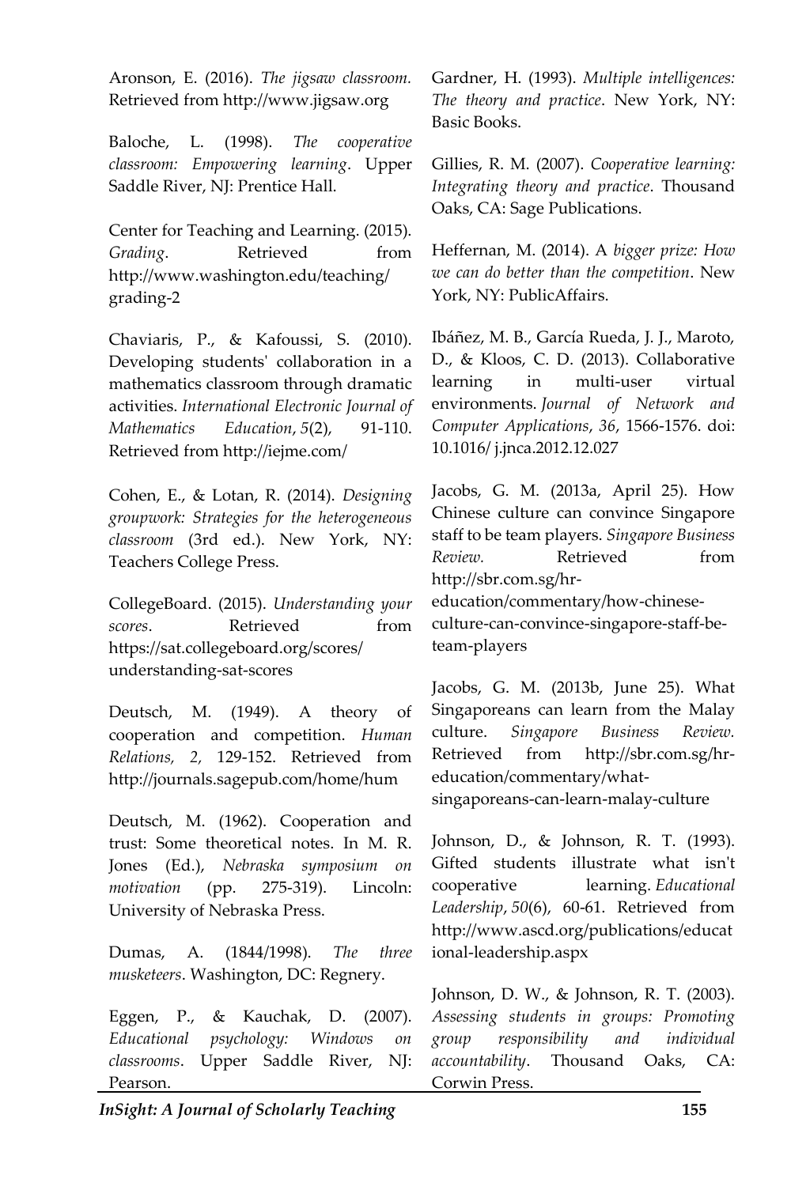Aronson, E. (2016). *The jigsaw classroom.* Retrieved from http://www.jigsaw.org

Baloche, L. (1998). *The cooperative classroom: Empowering learning*. Upper Saddle River, NJ: Prentice Hall.

Center for Teaching and Learning. (2015). *Grading*. Retrieved from http://www.washington.edu/teaching/grading-2

Chaviaris, P., & Kafoussi, S. (2010). Developing students' collaboration in a mathematics classroom through dramatic activities. *International Electronic Journal of Mathematics Education*, *5*(2), 91-110. Retrieved from http://iejme.com/

Cohen, E., & Lotan, R. (2014). *Designing groupwork: Strategies for the heterogeneous classroom* (3rd ed.). New York, NY: Teachers College Press.

CollegeBoard. (2015). *Understanding your scores*. Retrieved from https://sat.collegeboard.org/scores/understanding-sat-scores

Deutsch, M. (1949). A theory of cooperation and competition. *Human Relations, 2,* 129-152. Retrieved from http://journals.sagepub.com/home/hum

Deutsch, M. (1962). Cooperation and trust: Some theoretical notes. In M. R. Jones (Ed.), *Nebraska symposium on motivation* (pp. 275-319). Lincoln: University of Nebraska Press.

Dumas, A. (1844/1998). *The three musketeers*. Washington, DC: Regnery.

Eggen, P., & Kauchak, D. (2007). *Educational psychology: Windows on classrooms*. Upper Saddle River, NJ: Pearson.

Gardner, H. (1993). *Multiple intelligences: The theory and practice*. New York, NY: Basic Books.

Gillies, R. M. (2007). *Cooperative learning: Integrating theory and practice*. Thousand Oaks, CA: Sage Publications.

Heffernan, M. (2014). A *bigger prize: How we can do better than the competition*. New York, NY: PublicAffairs.

Ibáñez, M. B., García Rueda, J. J., Maroto, D., & Kloos, C. D. (2013). Collaborative learning in multi-user virtual environments. *Journal of Network and Computer Applications*, *36*, 1566-1576. doi: 10.1016/ j.jnca.2012.12.027

Jacobs, G. M. (2013a, April 25). How Chinese culture can convince Singapore staff to be team players. *Singapore Business Review*. Retrieved from http://sbr.com.sg/hr-education/commentary/how-chinese-culture-can-convince-singapore-staff-be-team-players

Jacobs, G. M. (2013b, June 25). What Singaporeans can learn from the Malay culture. *Singapore Business Review.* Retrieved from http://sbr.com.sg/hr-education/commentary/what-singaporeans-can-learn-malay-culture

Johnson, D., & Johnson, R. T. (1993). Gifted students illustrate what isn't cooperative learning. *Educational Leadership*, *50*(6), 60-61. Retrieved from http://www.ascd.org/publications/educational-leadership.aspx

Johnson, D. W., & Johnson, R. T. (2003). *Assessing students in groups: Promoting group responsibility and individual accountability*. Thousand Oaks, CA: Corwin Press.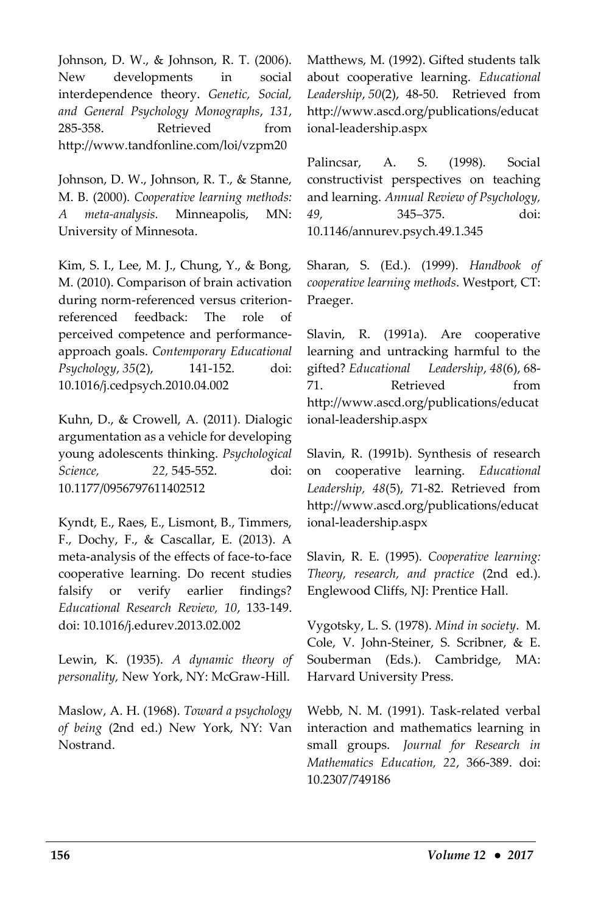Johnson, D. W., & Johnson, R. T. (2006). New developments in social interdependence theory. *Genetic, Social, and General Psychology Monographs*, *131*, 285-358. Retrieved from http://www.tandfonline.com/loi/vzpm20

Johnson, D. W., Johnson, R. T., & Stanne, M. B. (2000). *Cooperative learning methods: A meta-analysis.* Minneapolis, MN: University of Minnesota.

Kim, S. I., Lee, M. J., Chung, Y., & Bong, M. (2010). Comparison of brain activation during norm-referenced versus criterion-referenced feedback: The role of perceived competence and performance-approach goals. *Contemporary Educational Psychology*, *35*(2), 141-152. doi: 10.1016/j.cedpsych.2010.04.002

Kuhn, D., & Crowell, A. (2011). Dialogic argumentation as a vehicle for developing young adolescents thinking. *Psychological Science, 22,* 545-552. doi: 10.1177/0956797611402512

Kyndt, E., Raes, E., Lismont, B., Timmers, F., Dochy, F., & Cascallar, E. (2013). A meta-analysis of the effects of face-to-face cooperative learning. Do recent studies falsify or verify earlier findings? *Educational Research Review, 10*, 133-149. doi: 10.1016/j.edurev.2013.02.002

Lewin, K. (1935). *A dynamic theory of personality,* New York, NY: McGraw-Hill.

Maslow, A. H. (1968). *Toward a psychology of being* (2nd ed.) New York, NY: Van Nostrand.

Matthews, M. (1992). Gifted students talk about cooperative learning. *Educational Leadership*, *50*(2), 48-50. Retrieved from http://www.ascd.org/publications/educational-leadership.aspx

Palincsar, A. S. (1998). Social constructivist perspectives on teaching and learning. *Annual Review of Psychology, 49,* 345–375. doi: 10.1146/annurev.psych.49.1.345

Sharan, S. (Ed.). (1999). *Handbook of cooperative learning methods*. Westport, CT: Praeger.

Slavin, R. (1991a). Are cooperative learning and untracking harmful to the gifted? *Educational Leadership*, *48*(6), 68-71. Retrieved from http://www.ascd.org/publications/educational-leadership.aspx

Slavin, R. (1991b). Synthesis of research on cooperative learning. *Educational Leadership, 48*(5), 71-82. Retrieved from http://www.ascd.org/publications/educational-leadership.aspx

Slavin, R. E. (1995). *Cooperative learning: Theory, research, and practice* (2nd ed.). Englewood Cliffs, NJ: Prentice Hall.

Vygotsky, L. S. (1978). *Mind in society*. M. Cole, V. John-Steiner, S. Scribner, & E. Souberman (Eds.). Cambridge, MA: Harvard University Press.

Webb, N. M. (1991). Task-related verbal interaction and mathematics learning in small groups. *Journal for Research in Mathematics Education, 22*, 366-389. doi: 10.2307/749186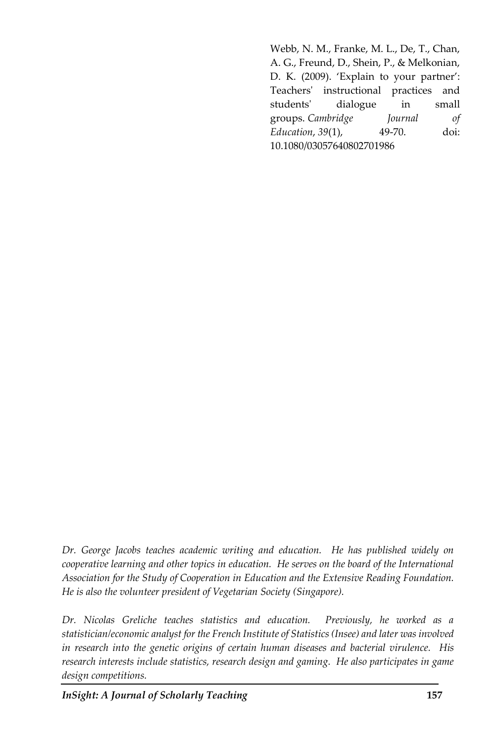Webb, N. M., Franke, M. L., De, T., Chan, A. G., Freund, D., Shein, P., & Melkonian, D. K. (2009). 'Explain to your partner': Teachers' instructional practices and students' dialogue in small groups. *Cambridge Journal of Education*, *39*(1), 49-70. doi: 10.1080/03057640802701986

*Dr. George Jacobs teaches academic writing and education. He has published widely on cooperative learning and other topics in education. He serves on the board of the International Association for the Study of Cooperation in Education and the Extensive Reading Foundation. He is also the volunteer president of Vegetarian Society (Singapore).*

*Dr. Nicolas Greliche teaches statistics and education. Previously, he worked as a statistician/economic analyst for the French Institute of Statistics (Insee) and later was involved in research into the genetic origins of certain human diseases and bacterial virulence. His research interests include statistics, research design and gaming. He also participates in game design competitions.*